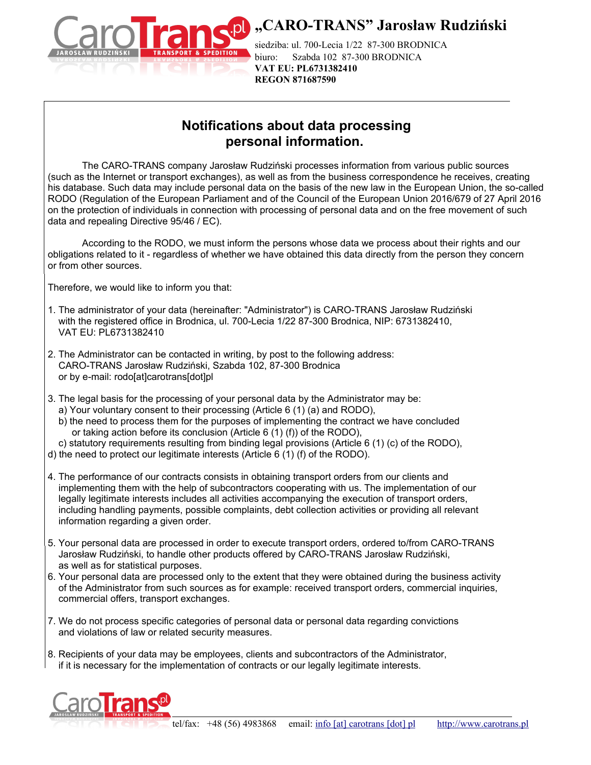**„CARO-TRANS" Jarosław Rudziński**

siedziba: ul. 700-Lecia 1/22 87-300 BRODNICA
biuro: Szabda 102 87-300 BRODNICA
**VAT EU: PL6731382410**
**REGON 871687590**

# Notifications about data processing personal information.

The CARO-TRANS company Jarosław Rudziński processes information from various public sources (such as the Internet or transport exchanges), as well as from the business correspondence he receives, creating his database. Such data may include personal data on the basis of the new law in the European Union, the so-called RODO (Regulation of the European Parliament and of the Council of the European Union 2016/679 of 27 April 2016 on the protection of individuals in connection with processing of personal data and on the free movement of such data and repealing Directive 95/46 / EC).

According to the RODO, we must inform the persons whose data we process about their rights and our obligations related to it - regardless of whether we have obtained this data directly from the person they concern or from other sources.

Therefore, we would like to inform you that:

1. The administrator of your data (hereinafter: "Administrator") is CARO-TRANS Jarosław Rudziński with the registered office in Brodnica, ul. 700-Lecia 1/22 87-300 Brodnica, NIP: 6731382410, VAT EU: PL6731382410
2. The Administrator can be contacted in writing, by post to the following address: CARO-TRANS Jarosław Rudziński, Szabda 102, 87-300 Brodnica or by e-mail: rodo[at]carotrans[dot]pl
3. The legal basis for the processing of your personal data by the Administrator may be:
   a) Your voluntary consent to their processing (Article 6 (1) (a) and RODO),
   b) the need to process them for the purposes of implementing the contract we have concluded or for taking action before its conclusion (Article 6 (1) (f)) of the RODO),
   c) statutory requirements resulting from binding legal provisions (Article 6 (1) (c) of the RODO),
   d) the need to protect our legitimate interests (Article 6 (1) (f) of the RODO).
4. The performance of our contracts consists in obtaining transport orders from our clients and implementing them with the help of subcontractors cooperating with us. The implementation of our legally legitimate interests includes all activities accompanying the execution of transport orders, including handling payments, possible complaints, debt collection activities or providing all relevant information regarding a given order.
5. Your personal data are processed in order to execute transport orders, ordered to/from CARO-TRANS Jarosław Rudziński, to handle other products offered by CARO-TRANS Jarosław Rudziński, as well as for statistical purposes.
6. Your personal data are processed only to the extent that they were obtained during the business activity of the Administrator from such sources as for example: received transport orders, commercial inquiries, commercial offers, transport exchanges.
7. We do not process specific categories of personal data or personal data regarding convictions and violations of law or related security measures.
8. Recipients of your data may be employees, clients and subcontractors of the Administrator, if it is necessary for the implementation of contracts or our legally legitimate interests.

tel/fax: +48 (56) 4983868 email: info [at] carotrans [dot] pl http://www.carotrans.pl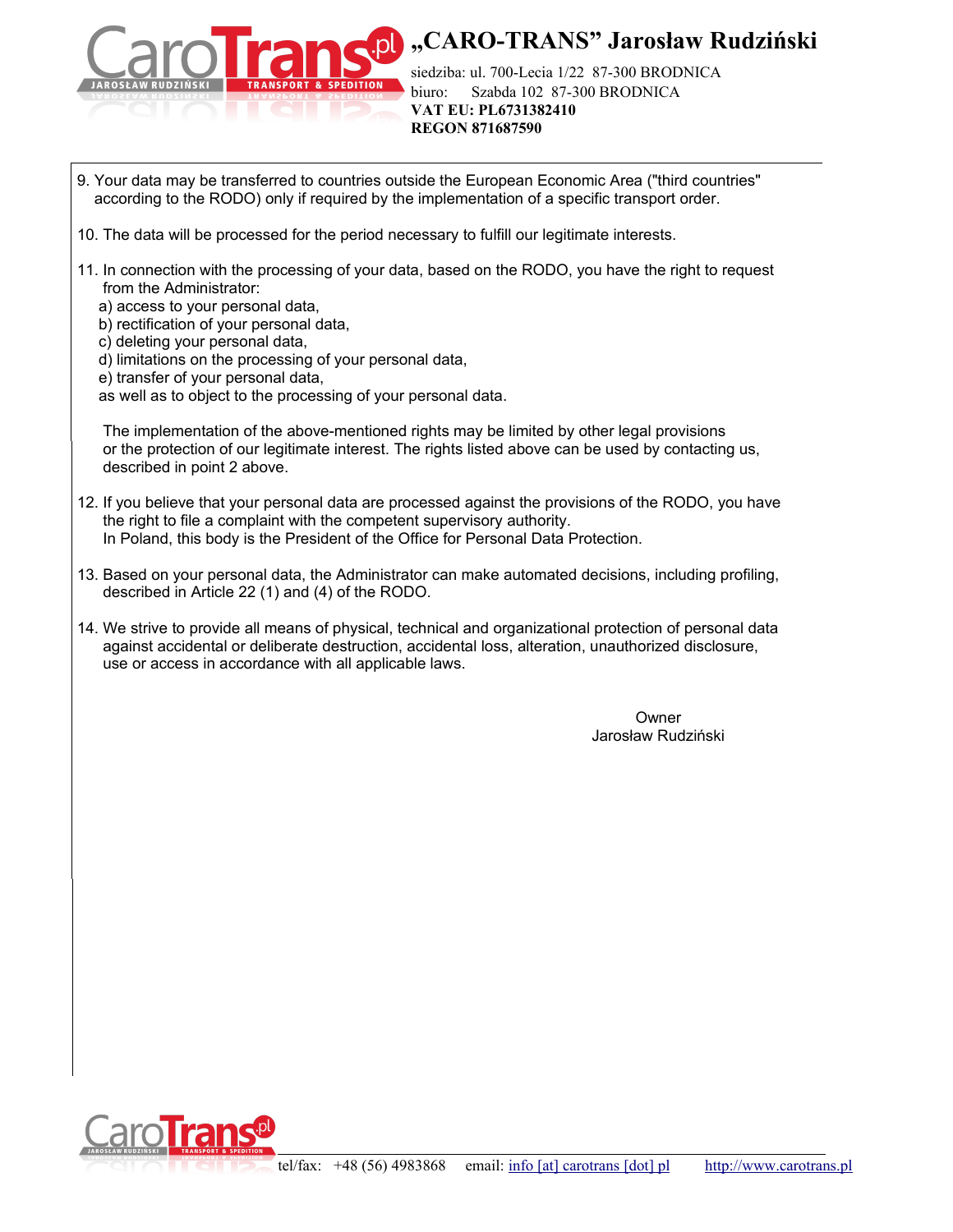9. Your data may be transferred to countries outside the European Economic Area ("third countries" according to the RODO) only if required by the implementation of a specific transport order.

10. The data will be processed for the period necessary to fulfill our legitimate interests.

11. In connection with the processing of your data, based on the RODO, you have the right to request from the Administrator:
    a) access to your personal data,
    b) rectification of your personal data,
    c) deleting your personal data,
    d) limitations on the processing of your personal data,
    e) transfer of your personal data,
    as well as to object to the processing of your personal data.

    The implementation of the above-mentioned rights may be limited by other legal provisions or the protection of our legitimate interest. The rights listed above can be used by contacting us, described in point 2 above.

12. If you believe that your personal data are processed against the provisions of the RODO, you have the right to file a complaint with the competent supervisory authority.
    In Poland, this body is the President of the Office for Personal Data Protection.

13. Based on your personal data, the Administrator can make automated decisions, including profiling, described in Article 22 (1) and (4) of the RODO.

14. We strive to provide all means of physical, technical and organizational protection of personal data against accidental or deliberate destruction, accidental loss, alteration, unauthorized disclosure, use or access in accordance with all applicable laws.

Owner
Jarosław Rudziński